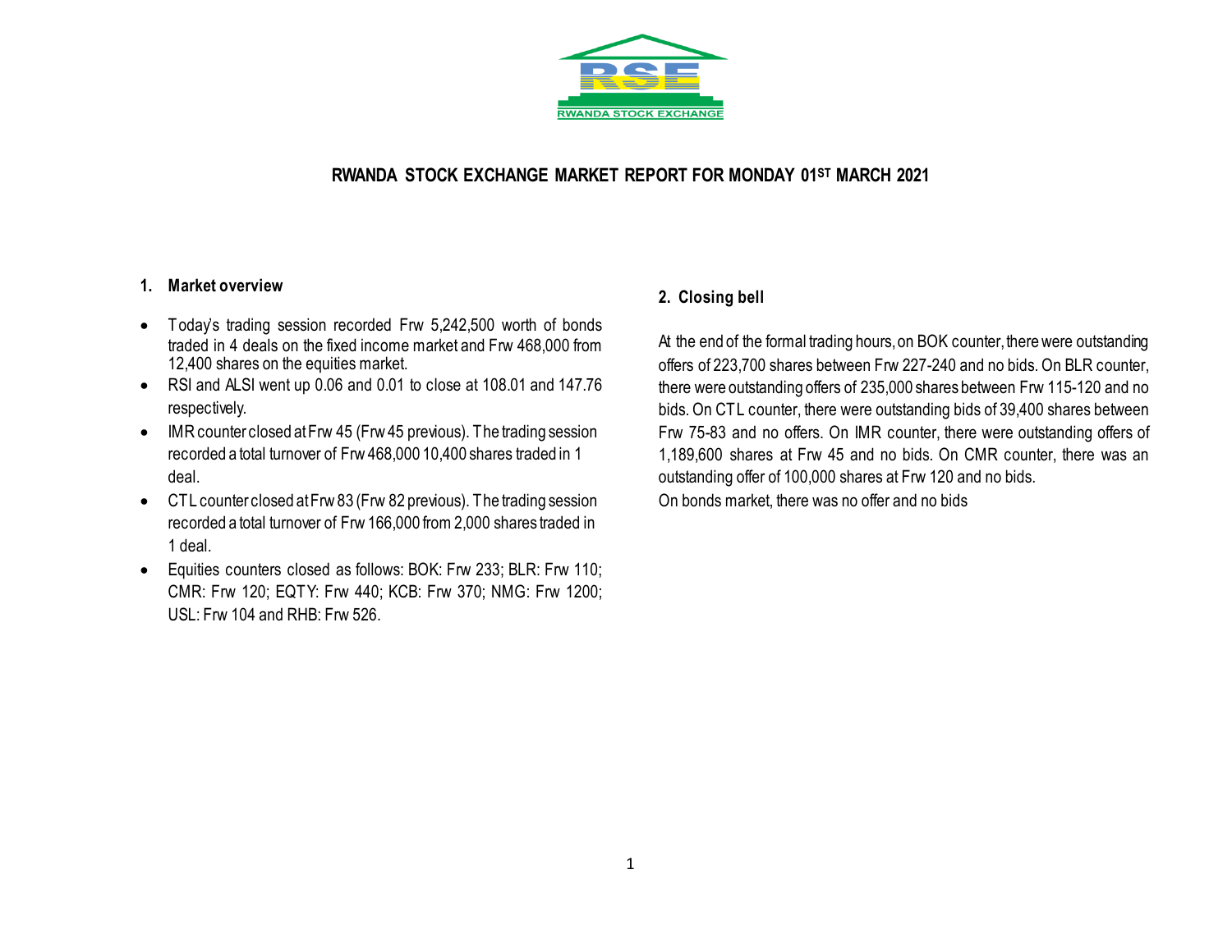RWANDA STOCK EXCHANGE

# RWANDA STOCK EXCHANGE MARKET REPORT FOR MONDAY 01ST MARCH 2021

## 1. Market overview

- Today's trading session recorded Frw 5,242,500 worth of bonds traded in 4 deals on the fixed income market and Frw 468,000 from 12,400 shares on the equities market.
- RSI and ALSI went up 0.06 and 0.01 to close at 108.01 and 147.76 respectively.
- IMR counter closed at Frw 45 (Frw 45 previous). The trading session recorded a total turnover of Frw 468,000 10,400 shares traded in 1 deal.
- CTL counter closed at Frw 83 (Frw 82 previous). The trading session recorded a total turnover of Frw 166,000 from 2,000 shares traded in 1 deal.
- Equities counters closed as follows: BOK: Frw 233; BLR: Frw 110; CMR: Frw 120; EQTY: Frw 440; KCB: Frw 370; NMG: Frw 1200; USL: Frw 104 and RHB: Frw 526.

## 2. Closing bell

At the end of the formal trading hours, on BOK counter, there were outstanding offers of 223,700 shares between Frw 227-240 and no bids. On BLR counter, there were outstanding offers of 235,000 shares between Frw 115-120 and no bids. On CTL counter, there were outstanding bids of 39,400 shares between Frw 75-83 and no offers. On IMR counter, there were outstanding offers of 1,189,600 shares at Frw 45 and no bids. On CMR counter, there was an outstanding offer of 100,000 shares at Frw 120 and no bids.

On bonds market, there was no offer and no bids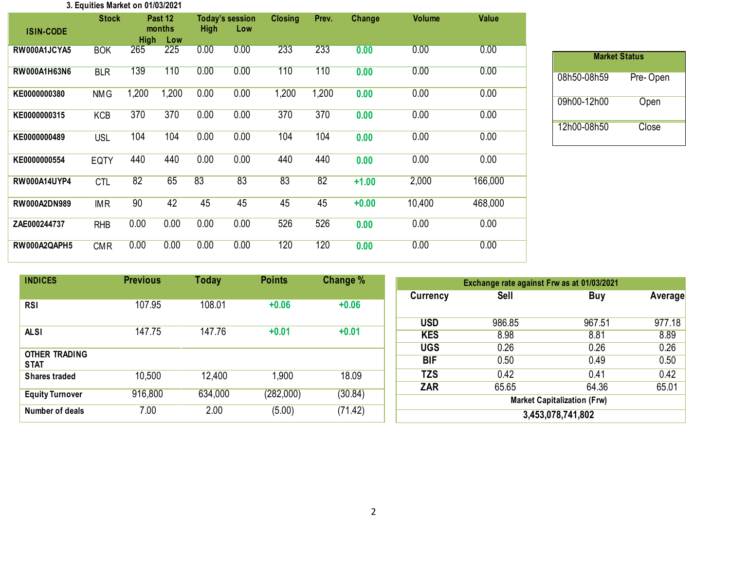### 3. Equities Market on 01/03/2021

| ISIN-CODE | Stock | Past 12 months High | Past 12 months Low | Today's session High | Today's session Low | Closing | Prev. | Change | Volume | Value |
|---|---|---|---|---|---|---|---|---|---|---|
| RW000A1JCYA5 | BOK | 265 | 225 | 0.00 | 0.00 | 233 | 233 | 0.00 | 0.00 | 0.00 |
| RW000A1H63N6 | BLR | 139 | 110 | 0.00 | 0.00 | 110 | 110 | 0.00 | 0.00 | 0.00 |
| KE0000000380 | NMG | 1,200 | 1,200 | 0.00 | 0.00 | 1,200 | 1,200 | 0.00 | 0.00 | 0.00 |
| KE0000000315 | KCB | 370 | 370 | 0.00 | 0.00 | 370 | 370 | 0.00 | 0.00 | 0.00 |
| KE0000000489 | USL | 104 | 104 | 0.00 | 0.00 | 104 | 104 | 0.00 | 0.00 | 0.00 |
| KE0000000554 | EQTY | 440 | 440 | 0.00 | 0.00 | 440 | 440 | 0.00 | 0.00 | 0.00 |
| RW000A14UYP4 | CTL | 82 | 65 | 83 | 83 | 83 | 82 | +1.00 | 2,000 | 166,000 |
| RW000A2DN989 | IMR | 90 | 42 | 45 | 45 | 45 | 45 | +0.00 | 10,400 | 468,000 |
| ZAE000244737 | RHB | 0.00 | 0.00 | 0.00 | 0.00 | 526 | 526 | 0.00 | 0.00 | 0.00 |
| RW000A2QAPH5 | CMR | 0.00 | 0.00 | 0.00 | 0.00 | 120 | 120 | 0.00 | 0.00 | 0.00 |

| Market Status | |
|---|---|
| 08h50-08h59 | Pre- Open |
| 09h00-12h00 | Open |
| 12h00-08h50 | Close |

| INDICES | Previous | Today | Points | Change % |
|---|---|---|---|---|
| RSI | 107.95 | 108.01 | +0.06 | +0.06 |
| ALSI | 147.75 | 147.76 | +0.01 | +0.01 |
| **OTHER TRADING STAT** | | | | |
| Shares traded | 10,500 | 12,400 | 1,900 | 18.09 |
| Equity Turnover | 916,800 | 634,000 | (282,000) | (30.84) |
| Number of deals | 7.00 | 2.00 | (5.00) | (71.42) |

| Exchange rate against Frw as at 01/03/2021 | | | |
|---|---|---|---|
| Currency | Sell | Buy | Average |
| USD | 986.85 | 967.51 | 977.18 |
| KES | 8.98 | 8.81 | 8.89 |
| UGS | 0.26 | 0.26 | 0.26 |
| BIF | 0.50 | 0.49 | 0.50 |
| TZS | 0.42 | 0.41 | 0.42 |
| ZAR | 65.65 | 64.36 | 65.01 |
| Market Capitalization (Frw) | | | |
| 3,453,078,741,802 | | | |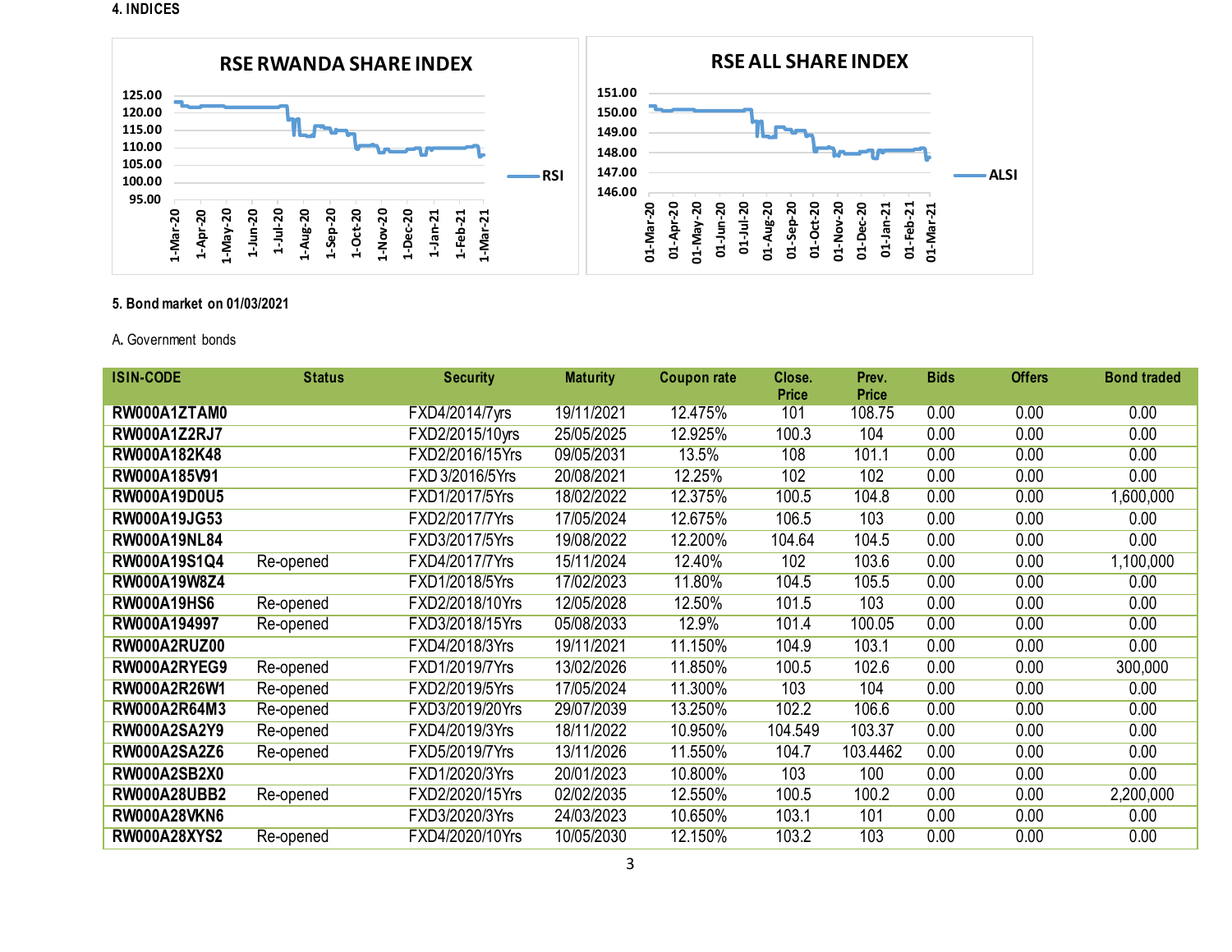## 4. INDICES

**RSE RWANDA SHARE INDEX**

**RSE ALL SHARE INDEX**

## 5. Bond market on 01/03/2021

A. Government bonds

| ISIN-CODE | Status | Security | Maturity | Coupon rate | Close. Price | Prev. Price | Bids | Offers | Bond traded |
|---|---|---|---|---|---|---|---|---|---|
| **RW000A1ZTAM0** | | FXD4/2014/7yrs | 19/11/2021 | 12.475% | 101 | 108.75 | 0.00 | 0.00 | 0.00 |
| **RW000A1Z2RJ7** | | FXD2/2015/10yrs | 25/05/2025 | 12.925% | 100.3 | 104 | 0.00 | 0.00 | 0.00 |
| **RW000A182K48** | | FXD2/2016/15Yrs | 09/05/2031 | 13.5% | 108 | 101.1 | 0.00 | 0.00 | 0.00 |
| **RW000A185V91** | | FXD 3/2016/5Yrs | 20/08/2021 | 12.25% | 102 | 102 | 0.00 | 0.00 | 0.00 |
| **RW000A19D0U5** | | FXD1/2017/5Yrs | 18/02/2022 | 12.375% | 100.5 | 104.8 | 0.00 | 0.00 | 1,600,000 |
| **RW000A19JG53** | | FXD2/2017/7Yrs | 17/05/2024 | 12.675% | 106.5 | 103 | 0.00 | 0.00 | 0.00 |
| **RW000A19NL84** | | FXD3/2017/5Yrs | 19/08/2022 | 12.200% | 104.64 | 104.5 | 0.00 | 0.00 | 0.00 |
| **RW000A19S1Q4** | Re-opened | FXD4/2017/7Yrs | 15/11/2024 | 12.40% | 102 | 103.6 | 0.00 | 0.00 | 1,100,000 |
| **RW000A19W8Z4** | | FXD1/2018/5Yrs | 17/02/2023 | 11.80% | 104.5 | 105.5 | 0.00 | 0.00 | 0.00 |
| **RW000A19HS6** | Re-opened | FXD2/2018/10Yrs | 12/05/2028 | 12.50% | 101.5 | 103 | 0.00 | 0.00 | 0.00 |
| **RW000A194997** | Re-opened | FXD3/2018/15Yrs | 05/08/2033 | 12.9% | 101.4 | 100.05 | 0.00 | 0.00 | 0.00 |
| **RW000A2RUZ00** | | FXD4/2018/3Yrs | 19/11/2021 | 11.150% | 104.9 | 103.1 | 0.00 | 0.00 | 0.00 |
| **RW000A2RYEG9** | Re-opened | FXD1/2019/7Yrs | 13/02/2026 | 11.850% | 100.5 | 102.6 | 0.00 | 0.00 | 300,000 |
| **RW000A2R26W1** | Re-opened | FXD2/2019/5Yrs | 17/05/2024 | 11.300% | 103 | 104 | 0.00 | 0.00 | 0.00 |
| **RW000A2R64M3** | Re-opened | FXD3/2019/20Yrs | 29/07/2039 | 13.250% | 102.2 | 106.6 | 0.00 | 0.00 | 0.00 |
| **RW000A2SA2Y9** | Re-opened | FXD4/2019/3Yrs | 18/11/2022 | 10.950% | 104.549 | 103.37 | 0.00 | 0.00 | 0.00 |
| **RW000A2SA2Z6** | Re-opened | FXD5/2019/7Yrs | 13/11/2026 | 11.550% | 104.7 | 103.4462 | 0.00 | 0.00 | 0.00 |
| **RW000A2SB2X0** | | FXD1/2020/3Yrs | 20/01/2023 | 10.800% | 103 | 100 | 0.00 | 0.00 | 0.00 |
| **RW000A28UBB2** | Re-opened | FXD2/2020/15Yrs | 02/02/2035 | 12.550% | 100.5 | 100.2 | 0.00 | 0.00 | 2,200,000 |
| **RW000A28VKN6** | | FXD3/2020/3Yrs | 24/03/2023 | 10.650% | 103.1 | 101 | 0.00 | 0.00 | 0.00 |
| **RW000A28XYS2** | Re-opened | FXD4/2020/10Yrs | 10/05/2030 | 12.150% | 103.2 | 103 | 0.00 | 0.00 | 0.00 |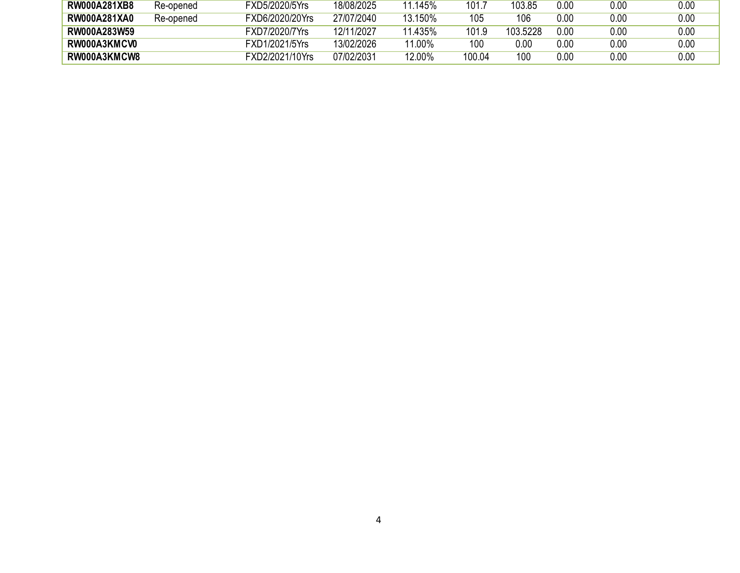| | | | | | | | | | |
|---|---|---|---|---|---|---|---|---|---|
| **RW000A281XB8** | Re-opened | FXD5/2020/5Yrs | 18/08/2025 | 11.145% | 101.7 | 103.85 | 0.00 | 0.00 | 0.00 |
| **RW000A281XA0** | Re-opened | FXD6/2020/20Yrs | 27/07/2040 | 13.150% | 105 | 106 | 0.00 | 0.00 | 0.00 |
| **RW000A283W59** | | FXD7/2020/7Yrs | 12/11/2027 | 11.435% | 101.9 | 103.5228 | 0.00 | 0.00 | 0.00 |
| **RW000A3KMCV0** | | FXD1/2021/5Yrs | 13/02/2026 | 11.00% | 100 | 0.00 | 0.00 | 0.00 | 0.00 |
| **RW000A3KMCW8** | | FXD2/2021/10Yrs | 07/02/2031 | 12.00% | 100.04 | 100 | 0.00 | 0.00 | 0.00 |